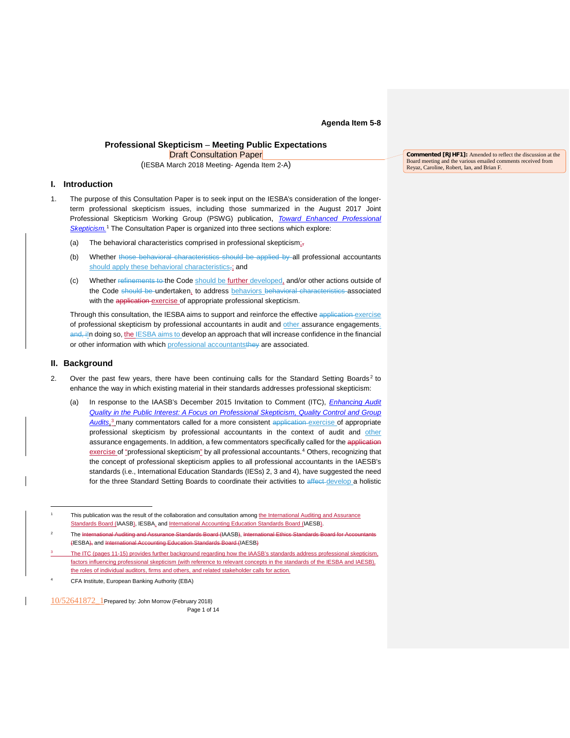**Agenda Item 5-8**

# Professional Skepticism – Meeting Public Expectations

Draft Consultation Paper

(IESBA March 2018 Meeting- Agenda Item 2-A)

## I. Introduction

1. The purpose of this Consultation Paper is to seek input on the IESBA's consideration of the longer-term professional skepticism issues, including those summarized in the August 2017 Joint Professional Skepticism Working Group (PSWG) publication, *Toward Enhanced Professional Skepticism.*[1] The Consultation Paper is organized into three sections which explore:

   (a) The behavioral characteristics comprised in professional skepticism;

   (b) Whether all professional accountants should apply these behavioral characteristics; and

   (c) Whether the Code should be further developed, and/or other actions outside of the Code undertaken, to address behaviors associated with the exercise of appropriate professional skepticism.

   Through this consultation, the IESBA aims to support and reinforce the effective exercise of professional skepticism by professional accountants in audit and other assurance engagements. In doing so, the IESBA aims to develop an approach that will increase confidence in the financial or other information with which professional accountants are associated.

## II. Background

2. Over the past few years, there have been continuing calls for the Standard Setting Boards[2] to enhance the way in which existing material in their standards addresses professional skepticism:

   (a) In response to the IAASB's December 2015 Invitation to Comment (ITC), *Enhancing Audit Quality in the Public Interest: A Focus on Professional Skepticism, Quality Control and Group Audits*,[3] many commentators called for a more consistent exercise of appropriate professional skepticism by professional accountants in the context of audit and other assurance engagements. In addition, a few commentators specifically called for the exercise of "professional skepticism" by all professional accountants.[4] Others, recognizing that the concept of professional skepticism applies to all professional accountants in the IAESB's standards (i.e., International Education Standards (IESs) 2, 3 and 4), have suggested the need for the three Standard Setting Boards to coordinate their activities to develop a holistic

---

[1] This publication was the result of the collaboration and consultation among the International Auditing and Assurance Standards Board (IAASB), IESBA, and International Accounting Education Standards Board (IAESB).

[2] The IAASB, IESBA, and IAESB

[3] The ITC (pages 11-15) provides further background regarding how the IAASB's standards address professional skepticism, factors influencing professional skepticism (with reference to relevant concepts in the standards of the IESBA and IAESB), the roles of individual auditors, firms and others, and related stakeholder calls for action.

[4] CFA Institute, European Banking Authority (EBA)

Commented [RJHF1]: Amended to reflect the discussion at the Board meeting and the various emailed comments received from Reyaz, Caroline, Robert, Ian, and Brian F.

10/52641872_1 Prepared by: John Morrow (February 2018)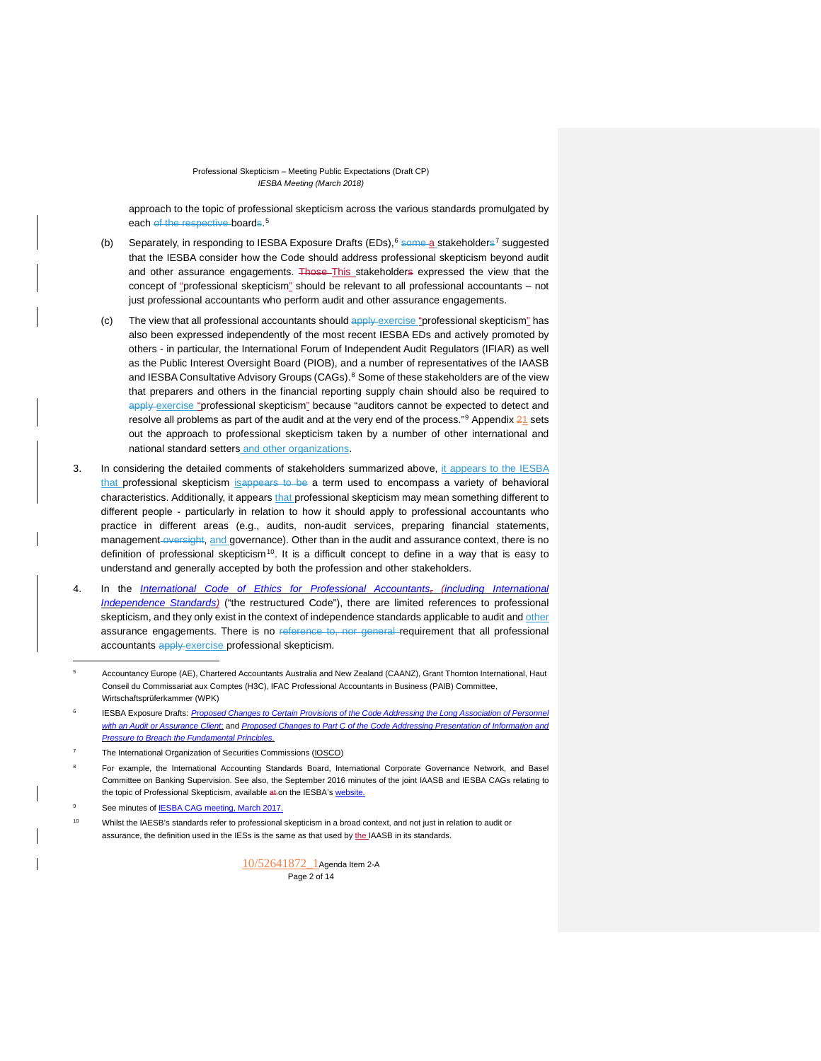approach to the topic of professional skepticism across the various standards promulgated by each of the respective boards.[5]

(b) Separately, in responding to IESBA Exposure Drafts (EDs),[6] some a stakeholders[7] suggested that the IESBA consider how the Code should address professional skepticism beyond audit and other assurance engagements. Those This stakeholders expressed the view that the concept of "professional skepticism" should be relevant to all professional accountants – not just professional accountants who perform audit and other assurance engagements.

(c) The view that all professional accountants should apply exercise "professional skepticism" has also been expressed independently of the most recent IESBA EDs and actively promoted by others - in particular, the International Forum of Independent Audit Regulators (IFIAR) as well as the Public Interest Oversight Board (PIOB), and a number of representatives of the IAASB and IESBA Consultative Advisory Groups (CAGs).[8] Some of these stakeholders are of the view that preparers and others in the financial reporting supply chain should also be required to apply exercise "professional skepticism" because "auditors cannot be expected to detect and resolve all problems as part of the audit and at the very end of the process."[9] Appendix 21 sets out the approach to professional skepticism taken by a number of other international and national standard setters and other organizations.

3. In considering the detailed comments of stakeholders summarized above, it appears to the IESBA that professional skepticism isappears to be a term used to encompass a variety of behavioral characteristics. Additionally, it appears that professional skepticism may mean something different to different people - particularly in relation to how it should apply to professional accountants who practice in different areas (e.g., audits, non-audit services, preparing financial statements, management oversight, and governance). Other than in the audit and assurance context, there is no definition of professional skepticism[10]. It is a difficult concept to define in a way that is easy to understand and generally accepted by both the profession and other stakeholders.

4. In the *International Code of Ethics for Professional Accountants, (including International Independence Standards)* ("the restructured Code"), there are limited references to professional skepticism, and they only exist in the context of independence standards applicable to audit and other assurance engagements. There is no reference to, nor general requirement that all professional accountants apply exercise professional skepticism.

---

[5] Accountancy Europe (AE), Chartered Accountants Australia and New Zealand (CAANZ), Grant Thornton International, Haut Conseil du Commissariat aux Comptes (H3C), IFAC Professional Accountants in Business (PAIB) Committee, Wirtschaftsprüferkammer (WPK)

[6] IESBA Exposure Drafts: *Proposed Changes to Certain Provisions of the Code Addressing the Long Association of Personnel with an Audit or Assurance Client*; and *Proposed Changes to Part C of the Code Addressing Presentation of Information and Pressure to Breach the Fundamental Principles.*

[7] The International Organization of Securities Commissions (IOSCO)

[8] For example, the International Accounting Standards Board, International Corporate Governance Network, and Basel Committee on Banking Supervision. See also, the September 2016 minutes of the joint IAASB and IESBA CAGs relating to the topic of Professional Skepticism, available at on the IESBA's website.

[9] See minutes of IESBA CAG meeting, March 2017.

[10] Whilst the IAESB's standards refer to professional skepticism in a broad context, and not just in relation to audit or assurance, the definition used in the IESs is the same as that used by the IAASB in its standards.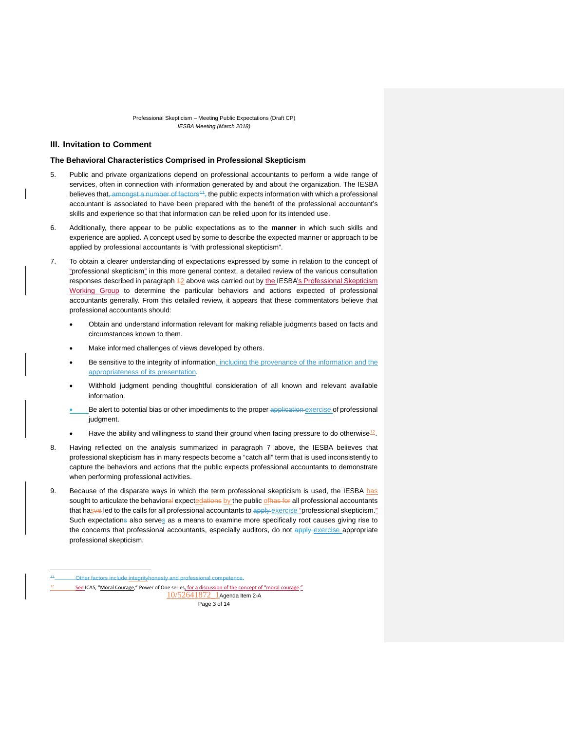## III. Invitation to Comment

### The Behavioral Characteristics Comprised in Professional Skepticism

5. Public and private organizations depend on professional accountants to perform a wide range of services, often in connection with information generated by and about the organization. The IESBA believes that~~, amongst a number of factors[11],~~ the public expects information with which a professional accountant is associated to have been prepared with the benefit of the professional accountant's skills and experience so that that information can be relied upon for its intended use.

6. Additionally, there appear to be public expectations as to the **manner** in which such skills and experience are applied. A concept used by some to describe the expected manner or approach to be applied by professional accountants is "with professional skepticism".

7. To obtain a clearer understanding of expectations expressed by some in relation to the concept of "professional skepticism" in this more general context, a detailed review of the various consultation responses described in paragraph ~~1~~2 above was carried out by the IESBA's Professional Skepticism Working Group to determine the particular behaviors and actions expected of professional accountants generally. From this detailed review, it appears that these commentators believe that professional accountants should:

   - Obtain and understand information relevant for making reliable judgments based on facts and circumstances known to them.
   - Make informed challenges of views developed by others.
   - Be sensitive to the integrity of information, including the provenance of the information and the appropriateness of its presentation.
   - Withhold judgment pending thoughtful consideration of all known and relevant available information.
   - Be alert to potential bias or other impediments to the proper ~~application~~ exercise of professional judgment.
   - Have the ability and willingness to stand their ground when facing pressure to do otherwise[12].

8. Having reflected on the analysis summarized in paragraph 7 above, the IESBA believes that professional skepticism has in many respects become a "catch all" term that is used inconsistently to capture the behaviors and actions that the public expects professional accountants to demonstrate when performing professional activities.

9. Because of the disparate ways in which the term professional skepticism is used, the IESBA has sought to articulate the behavior~~al~~ expected~~ations~~ by the public of~~has for~~ all professional accountants that has~~ve~~ led to the calls for all professional accountants to ~~apply~~ exercise "professional skepticism." Such expectation~~s~~ also serves as a means to examine more specifically root causes giving rise to the concerns that professional accountants, especially auditors, do not ~~apply~~ exercise appropriate professional skepticism.

---

[11] ~~Other factors include integrityhonesty and professional competence.~~

[12] See ICAS, "Moral Courage," Power of One series, for a discussion of the concept of "moral courage."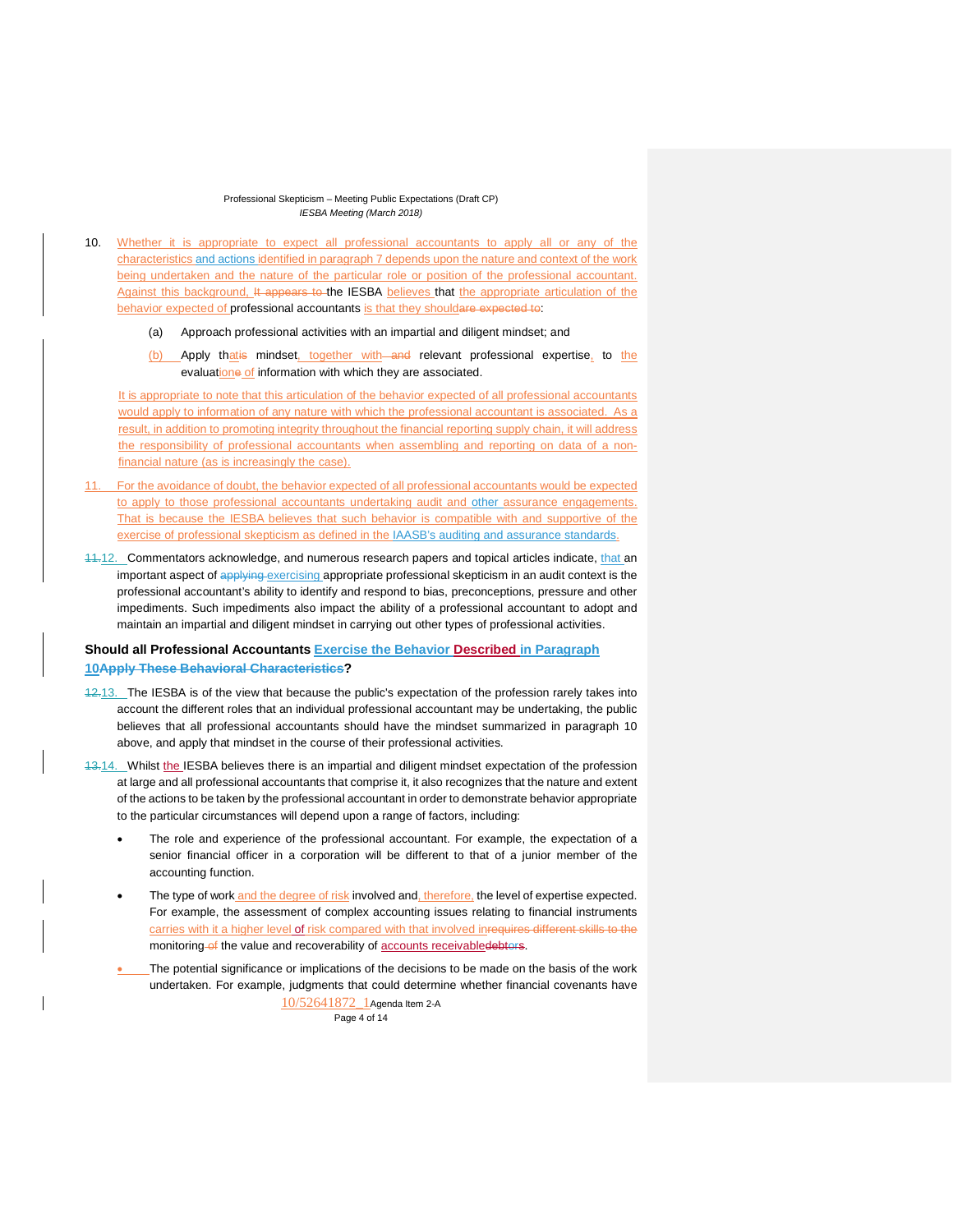10. Whether it is appropriate to expect all professional accountants to apply all or any of the characteristics and actions identified in paragraph 7 depends upon the nature and context of the work being undertaken and the nature of the particular role or position of the professional accountant. Against this background, the IESBA believes that the appropriate articulation of the behavior expected of professional accountants is that they should:

    (a) Approach professional activities with an impartial and diligent mindset; and

    (b) Apply that mindset, together with relevant professional expertise, to the evaluation of information with which they are associated.

    It is appropriate to note that this articulation of the behavior expected of all professional accountants would apply to information of any nature with which the professional accountant is associated. As a result, in addition to promoting integrity throughout the financial reporting supply chain, it will address the responsibility of professional accountants when assembling and reporting on data of a non-financial nature (as is increasingly the case).

11. For the avoidance of doubt, the behavior expected of all professional accountants would be expected to apply to those professional accountants undertaking audit and other assurance engagements. That is because the IESBA believes that such behavior is compatible with and supportive of the exercise of professional skepticism as defined in the IAASB's auditing and assurance standards.

12. Commentators acknowledge, and numerous research papers and topical articles indicate, that an important aspect of exercising appropriate professional skepticism in an audit context is the professional accountant's ability to identify and respond to bias, preconceptions, pressure and other impediments. Such impediments also impact the ability of a professional accountant to adopt and maintain an impartial and diligent mindset in carrying out other types of professional activities.

### Should all Professional Accountants Exercise the Behavior Described in Paragraph 10?

13. The IESBA is of the view that because the public's expectation of the profession rarely takes into account the different roles that an individual professional accountant may be undertaking, the public believes that all professional accountants should have the mindset summarized in paragraph 10 above, and apply that mindset in the course of their professional activities.

14. Whilst the IESBA believes there is an impartial and diligent mindset expectation of the profession at large and all professional accountants that comprise it, it also recognizes that the nature and extent of the actions to be taken by the professional accountant in order to demonstrate behavior appropriate to the particular circumstances will depend upon a range of factors, including:

    - The role and experience of the professional accountant. For example, the expectation of a senior financial officer in a corporation will be different to that of a junior member of the accounting function.
    - The type of work and the degree of risk involved and, therefore, the level of expertise expected. For example, the assessment of complex accounting issues relating to financial instruments carries with it a higher level of risk compared with that involved in monitoring the value and recoverability of accounts receivable.
    - The potential significance or implications of the decisions to be made on the basis of the work undertaken. For example, judgments that could determine whether financial covenants have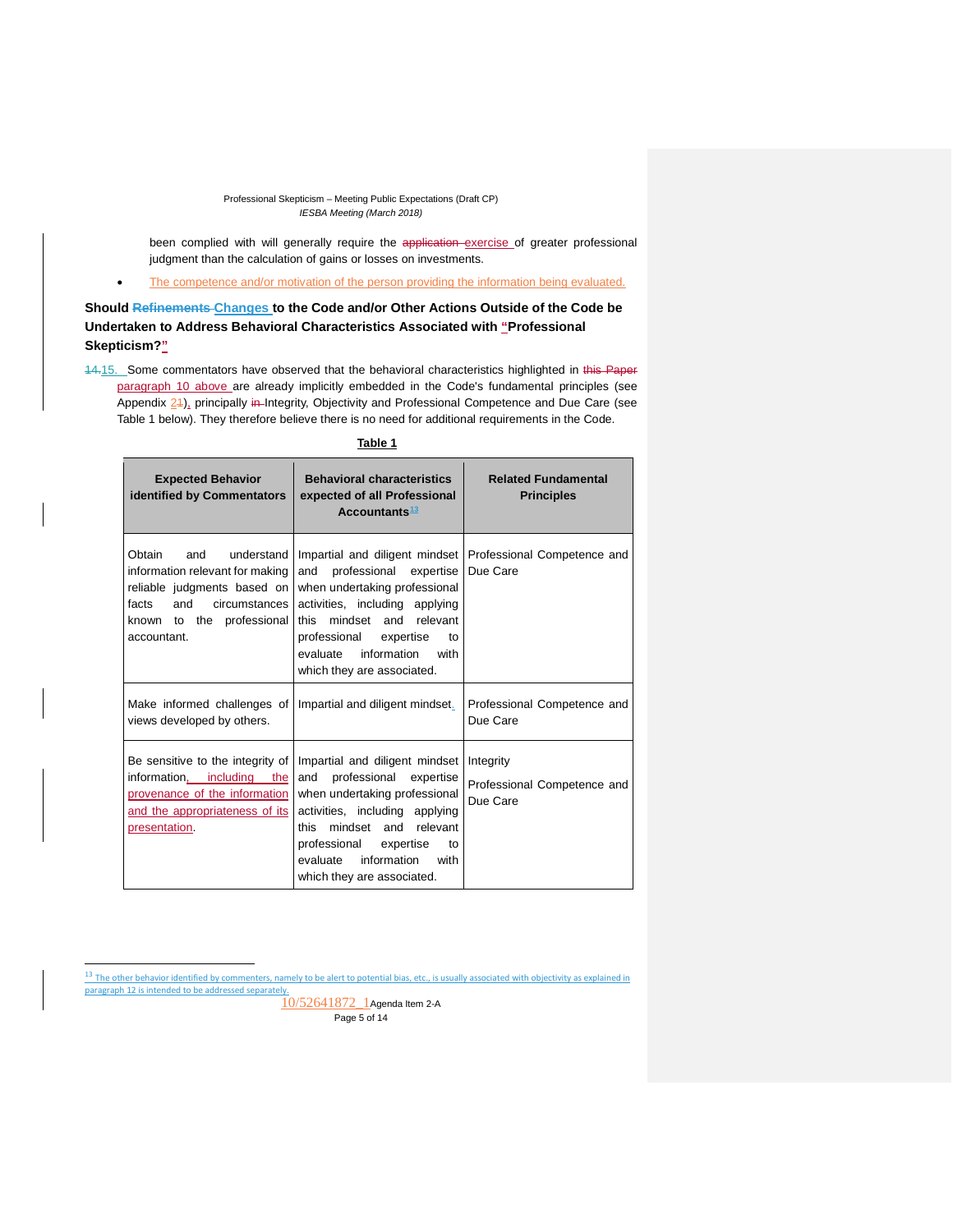been complied with will generally require the ~~application~~ exercise of greater professional judgment than the calculation of gains or losses on investments.

- The competence and/or motivation of the person providing the information being evaluated.

### Should ~~Refinements~~ Changes to the Code and/or Other Actions Outside of the Code be Undertaken to Address Behavioral Characteristics Associated with "Professional Skepticism?"

~~14.~~15. Some commentators have observed that the behavioral characteristics highlighted in ~~this Paper~~ paragraph 10 above are already implicitly embedded in the Code's fundamental principles (see Appendix ~~2~~1), principally ~~in~~ Integrity, Objectivity and Professional Competence and Due Care (see Table 1 below). They therefore believe there is no need for additional requirements in the Code.

**Table 1**

| Expected Behavior identified by Commentators | Behavioral characteristics expected of all Professional Accountants[13] | Related Fundamental Principles |
|---|---|---|
| Obtain and understand information relevant for making reliable judgments based on facts and circumstances known to the professional accountant. | Impartial and diligent mindset and professional expertise when undertaking professional activities, including applying this mindset and relevant professional expertise to evaluate information with which they are associated. | Professional Competence and Due Care |
| Make informed challenges of views developed by others. | Impartial and diligent mindset. | Professional Competence and Due Care |
| Be sensitive to the integrity of information, including the provenance of the information and the appropriateness of its presentation. | Impartial and diligent mindset and professional expertise when undertaking professional activities, including applying this mindset and relevant professional expertise to evaluate information with which they are associated. | Integrity<br>Professional Competence and Due Care |

[13] The other behavior identified by commenters, namely to be alert to potential bias, etc., is usually associated with objectivity as explained in paragraph 12 is intended to be addressed separately.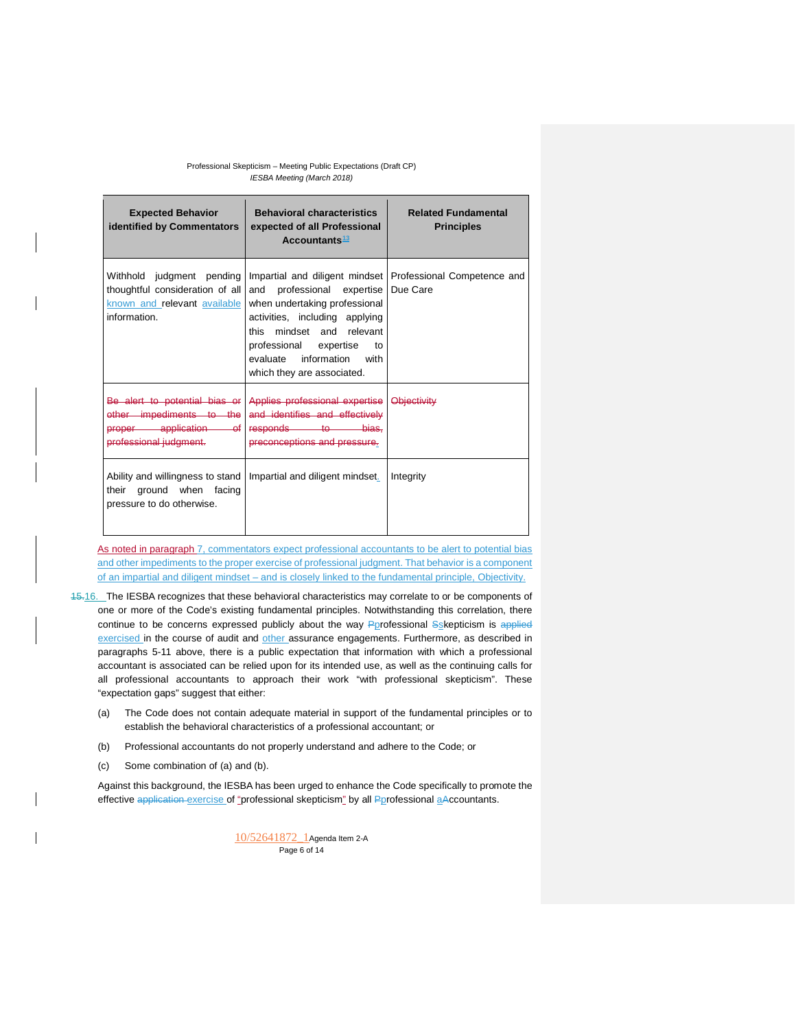| Expected Behavior identified by Commentators | Behavioral characteristics expected of all Professional Accountants[13] | Related Fundamental Principles |
|---|---|---|
| Withhold judgment pending thoughtful consideration of all known and relevant available information. | Impartial and diligent mindset and professional expertise when undertaking professional activities, including applying this mindset and relevant professional expertise to evaluate information with which they are associated. | Professional Competence and Due Care |
| ~~Be alert to potential bias or other impediments to the proper application of professional judgment.~~ | ~~Applies professional expertise and identifies and effectively responds to bias, preconceptions and pressure.~~ | ~~Objectivity~~ |
| Ability and willingness to stand their ground when facing pressure to do otherwise. | Impartial and diligent mindset. | Integrity |

As noted in paragraph 7, commentators expect professional accountants to be alert to potential bias and other impediments to the proper exercise of professional judgment. That behavior is a component of an impartial and diligent mindset – and is closely linked to the fundamental principle, Objectivity.

~~15.~~16. The IESBA recognizes that these behavioral characteristics may correlate to or be components of one or more of the Code's existing fundamental principles. Notwithstanding this correlation, there continue to be concerns expressed publicly about the way ~~P~~professional ~~S~~skepticism is ~~applied~~ exercised in the course of audit and other assurance engagements. Furthermore, as described in paragraphs 5-11 above, there is a public expectation that information with which a professional accountant is associated can be relied upon for its intended use, as well as the continuing calls for all professional accountants to approach their work "with professional skepticism". These "expectation gaps" suggest that either:

(a) The Code does not contain adequate material in support of the fundamental principles or to establish the behavioral characteristics of a professional accountant; or

(b) Professional accountants do not properly understand and adhere to the Code; or

(c) Some combination of (a) and (b).

Against this background, the IESBA has been urged to enhance the Code specifically to promote the effective ~~application~~ exercise of "professional skepticism" by all ~~P~~professional ~~a~~Accountants.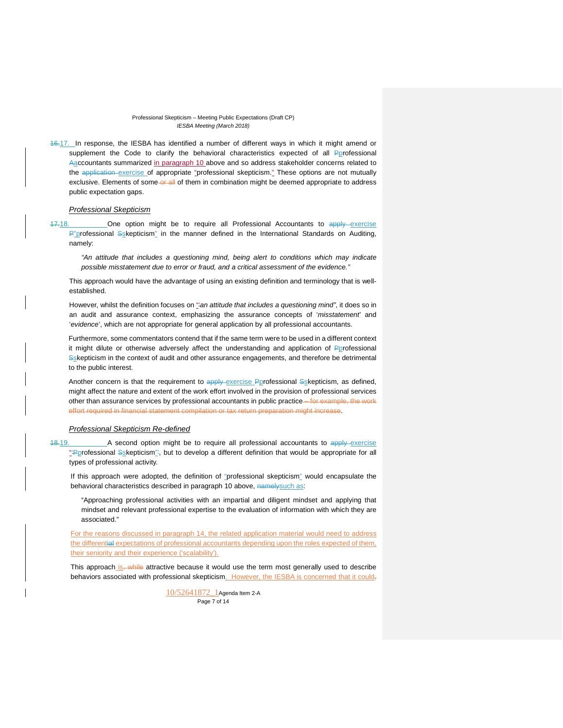17. In response, the IESBA has identified a number of different ways in which it might amend or supplement the Code to clarify the behavioral characteristics expected of all professional accountants summarized in paragraph 10 above and so address stakeholder concerns related to the exercise of appropriate "professional skepticism." These options are not mutually exclusive. Elements of some of them in combination might be deemed appropriate to address public expectation gaps.

### *Professional Skepticism*

18. One option might be to require all Professional Accountants to exercise "professional skepticism" in the manner defined in the International Standards on Auditing, namely:

> *"An attitude that includes a questioning mind, being alert to conditions which may indicate possible misstatement due to error or fraud, and a critical assessment of the evidence."*

This approach would have the advantage of using an existing definition and terminology that is well-established.

However, whilst the definition focuses on "*an attitude that includes a questioning mind*", it does so in an audit and assurance context, emphasizing the assurance concepts of '*misstatement*' and '*evidence*', which are not appropriate for general application by all professional accountants.

Furthermore, some commentators contend that if the same term were to be used in a different context it might dilute or otherwise adversely affect the understanding and application of professional skepticism in the context of audit and other assurance engagements, and therefore be detrimental to the public interest.

Another concern is that the requirement to exercise professional skepticism, as defined, might affect the nature and extent of the work effort involved in the provision of professional services other than assurance services by professional accountants in public practice.

### *Professional Skepticism Re-defined*

19. A second option might be to require all professional accountants to exercise "professional skepticism", but to develop a different definition that would be appropriate for all types of professional activity.

If this approach were adopted, the definition of "professional skepticism" would encapsulate the behavioral characteristics described in paragraph 10 above, such as:

> "Approaching professional activities with an impartial and diligent mindset and applying that mindset and relevant professional expertise to the evaluation of information with which they are associated."

For the reasons discussed in paragraph 14, the related application material would need to address the different expectations of professional accountants depending upon the roles expected of them, their seniority and their experience ('scalability').

This approach is attractive because it would use the term most generally used to describe behaviors associated with professional skepticism. However, the IESBA is concerned that it could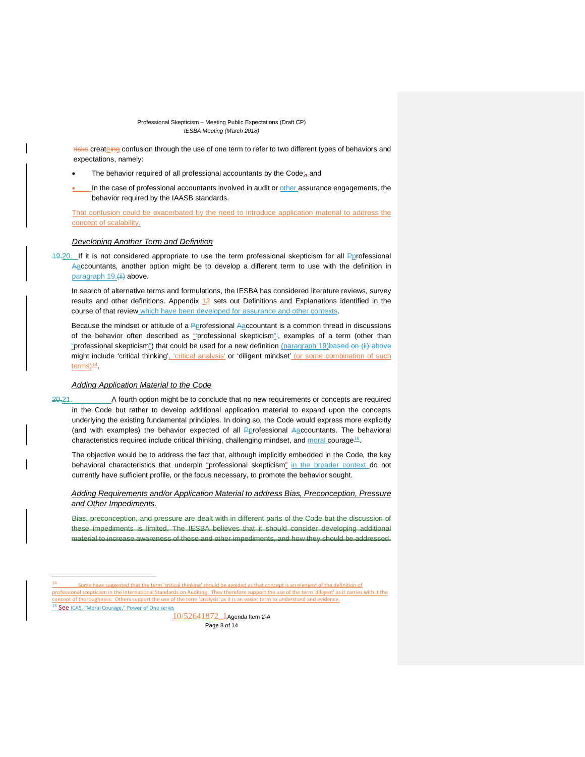risks createing confusion through the use of one term to refer to two different types of behaviors and expectations, namely:

- The behavior required of all professional accountants by the Code;, and
- In the case of professional accountants involved in audit or other assurance engagements, the behavior required by the IAASB standards.

That confusion could be exacerbated by the need to introduce application material to address the concept of scalability.

### *Developing Another Term and Definition*

19.20. If it is not considered appropriate to use the term professional skepticism for all Pprofessional Aaccountants, another option might be to develop a different term to use with the definition in paragraph 19.(ii) above.

In search of alternative terms and formulations, the IESBA has considered literature reviews, survey results and other definitions. Appendix 12 sets out Definitions and Explanations identified in the course of that review which have been developed for assurance and other contexts.

Because the mindset or attitude of a Pprofessional Aaccountant is a common thread in discussions of the behavior often described as "'professional skepticism"', examples of a term (other than "professional skepticism") that could be used for a new definition (paragraph 19)based on (ii) above might include 'critical thinking', 'critical analysis' or 'diligent mindset' (or some combination of such terms)[14].

### *Adding Application Material to the Code*

20.21. A fourth option might be to conclude that no new requirements or concepts are required in the Code but rather to develop additional application material to expand upon the concepts underlying the existing fundamental principles. In doing so, the Code would express more explicitly (and with examples) the behavior expected of all Pprofessional Aaccountants. The behavioral characteristics required include critical thinking, challenging mindset, and moral courage[15].

The objective would be to address the fact that, although implicitly embedded in the Code, the key behavioral characteristics that underpin "professional skepticism" in the broader context do not currently have sufficient profile, or the focus necessary, to promote the behavior sought.

### *Adding Requirements and/or Application Material to address Bias, Preconception, Pressure and Other Impediments.*

~~Bias, preconception, and pressure are dealt with in different parts of the Code but the discussion of these impediments is limited. The IESBA believes that it should consider developing additional material to increase awareness of these and other impediments, and how they should be addressed.~~

---

[14] Some have suggested that the term 'critical thinking' should be avoided as that concept is an element of the definition of professional scepticism in the International Standards on Auditing. They therefore support the use of the term 'diligent' as it carries with it the concept of thoroughness. Others support the use of the term 'analysis' as it is an easier term to understand and evidence.

[15] See ICAS, "Moral Courage," Power of One series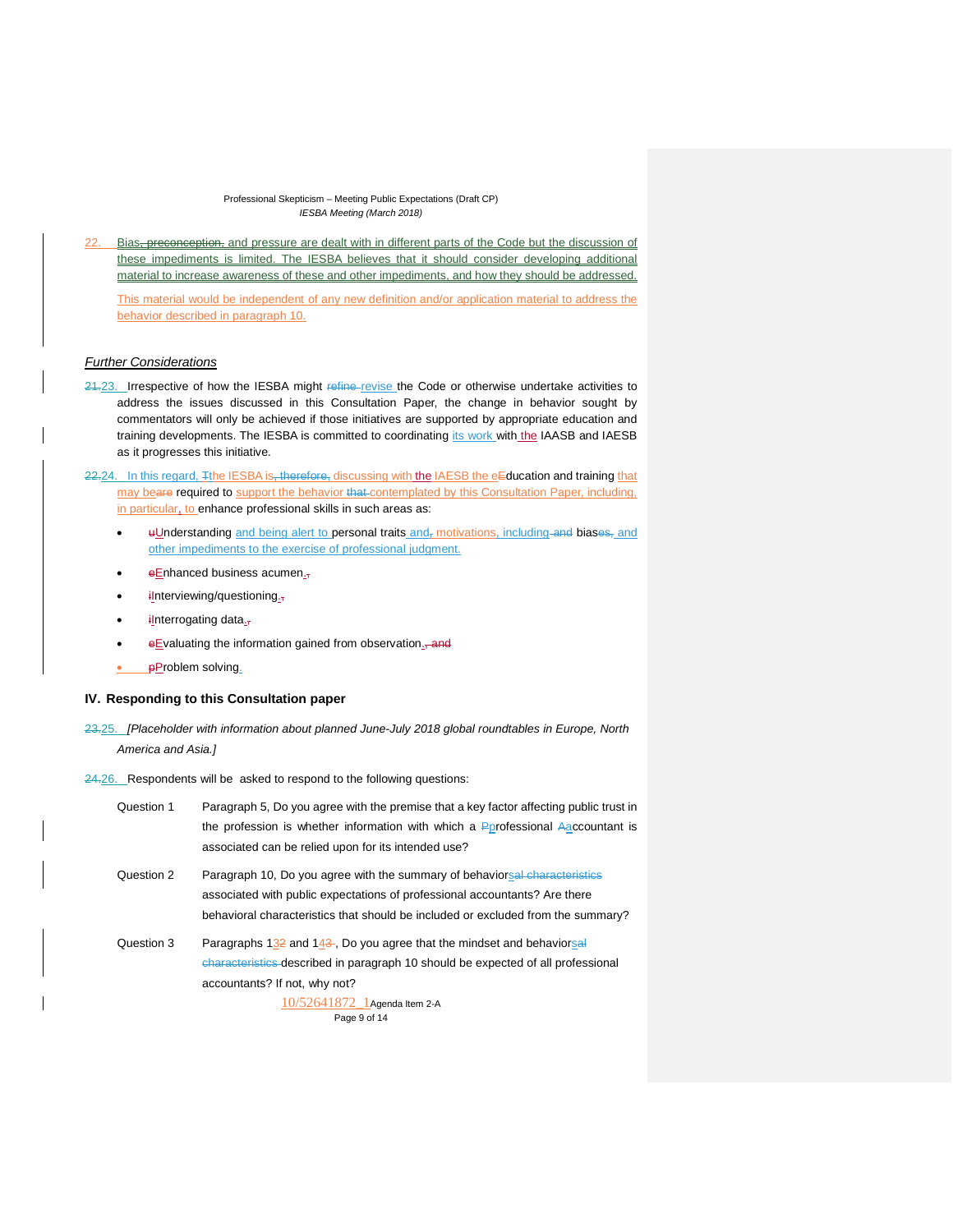22. Bias and pressure are dealt with in different parts of the Code but the discussion of these impediments is limited. The IESBA believes that it should consider developing additional material to increase awareness of these and other impediments, and how they should be addressed.

This material would be independent of any new definition and/or application material to address the behavior described in paragraph 10.

### *Further Considerations*

23. Irrespective of how the IESBA might revise the Code or otherwise undertake activities to address the issues discussed in this Consultation Paper, the change in behavior sought by commentators will only be achieved if those initiatives are supported by appropriate education and training developments. The IESBA is committed to coordinating its work with the IAASB and IAESB as it progresses this initiative.

24. In this regard, the IESBA is discussing with the IAESB the Education and training that may be required to support the behavior contemplated by this Consultation Paper, including, in particular, to enhance professional skills in such areas as:

- Understanding and being alert to personal traits and motivations, including biases and other impediments to the exercise of professional judgment.
- Enhanced business acumen.
- Interviewing/questioning.
- Interrogating data.
- Evaluating the information gained from observation.
- Problem solving.

## IV. Responding to this Consultation paper

25. *[Placeholder with information about planned June-July 2018 global roundtables in Europe, North America and Asia.]*

26. Respondents will be asked to respond to the following questions:

Question 1 Paragraph 5, Do you agree with the premise that a key factor affecting public trust in the profession is whether information with which a professional accountant is associated can be relied upon for its intended use?

Question 2 Paragraph 10, Do you agree with the summary of behaviors associated with public expectations of professional accountants? Are there behavioral characteristics that should be included or excluded from the summary?

Question 3 Paragraphs 13 and 14, Do you agree that the mindset and behaviors described in paragraph 10 should be expected of all professional accountants? If not, why not?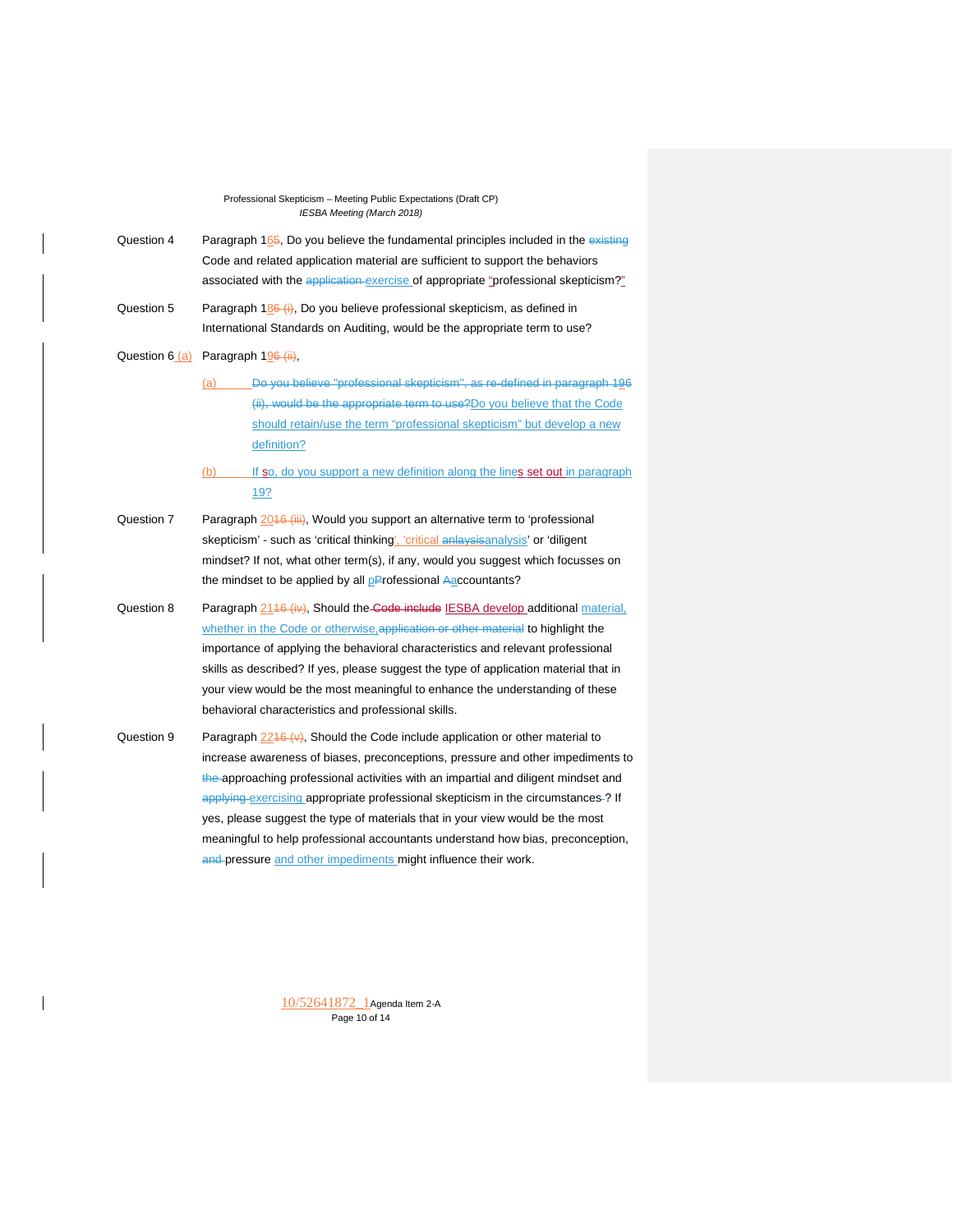Question 4 Paragraph 165, Do you believe the fundamental principles included in the existing Code and related application material are sufficient to support the behaviors associated with the application exercise of appropriate "professional skepticism?"

Question 5 Paragraph 186 (i), Do you believe professional skepticism, as defined in International Standards on Auditing, would be the appropriate term to use?

Question 6 (a) Paragraph 196 (ii),

(a) Do you believe "professional skepticism", as re-defined in paragraph 196 (ii), would be the appropriate term to use?Do you believe that the Code should retain/use the term "professional skepticism" but develop a new definition?

(b) If so, do you support a new definition along the lines set out in paragraph 19?

Question 7 Paragraph 2016 (iii), Would you support an alternative term to 'professional skepticism' - such as 'critical thinking', 'critical anlaysisanalysis' or 'diligent mindset? If not, what other term(s), if any, would you suggest which focusses on the mindset to be applied by all pProfessional Aaccountants?

Question 8 Paragraph 2116 (iv), Should the Code include IESBA develop additional material, whether in the Code or otherwise,application or other material to highlight the importance of applying the behavioral characteristics and relevant professional skills as described? If yes, please suggest the type of application material that in your view would be the most meaningful to enhance the understanding of these behavioral characteristics and professional skills.

Question 9 Paragraph 2216 (v), Should the Code include application or other material to increase awareness of biases, preconceptions, pressure and other impediments to the approaching professional activities with an impartial and diligent mindset and applying exercising appropriate professional skepticism in the circumstances ? If yes, please suggest the type of materials that in your view would be the most meaningful to help professional accountants understand how bias, preconception, and pressure and other impediments might influence their work.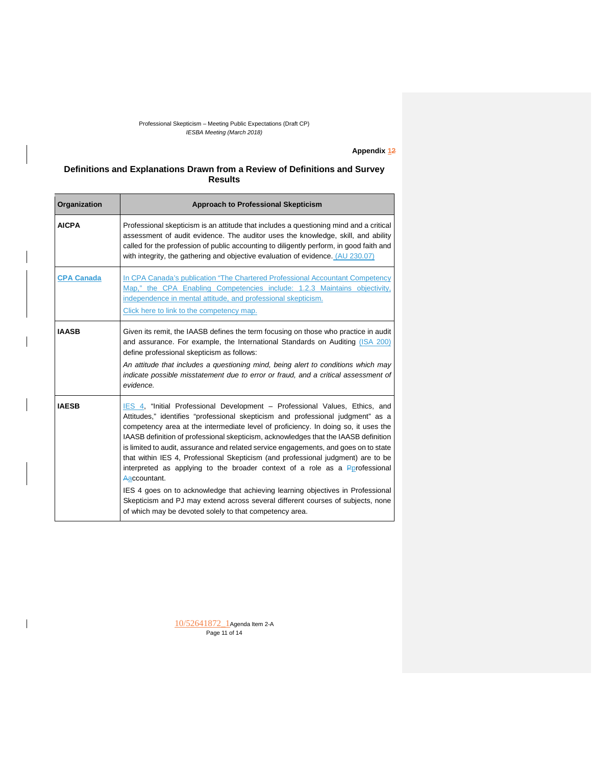**Appendix 1**

## Definitions and Explanations Drawn from a Review of Definitions and Survey Results

| Organization | Approach to Professional Skepticism |
|---|---|
| **AICPA** | Professional skepticism is an attitude that includes a questioning mind and a critical assessment of audit evidence. The auditor uses the knowledge, skill, and ability called for the profession of public accounting to diligently perform, in good faith and with integrity, the gathering and objective evaluation of evidence. (AU 230.07) |
| **CPA Canada** | In CPA Canada's publication "The Chartered Professional Accountant Competency Map," the CPA Enabling Competencies include: 1.2.3 Maintains objectivity, independence in mental attitude, and professional skepticism. <br> Click here to link to the competency map. |
| **IAASB** | Given its remit, the IAASB defines the term focusing on those who practice in audit and assurance. For example, the International Standards on Auditing (ISA 200) define professional skepticism as follows: <br> *An attitude that includes a questioning mind, being alert to conditions which may indicate possible misstatement due to error or fraud, and a critical assessment of evidence.* |
| **IAESB** | IES 4, "Initial Professional Development – Professional Values, Ethics, and Attitudes," identifies "professional skepticism and professional judgment" as a competency area at the intermediate level of proficiency. In doing so, it uses the IAASB definition of professional skepticism, acknowledges that the IAASB definition is limited to audit, assurance and related service engagements, and goes on to state that within IES 4, Professional Skepticism (and professional judgment) are to be interpreted as applying to the broader context of a role as a professional accountant. <br> IES 4 goes on to acknowledge that achieving learning objectives in Professional Skepticism and PJ may extend across several different courses of subjects, none of which may be devoted solely to that competency area. |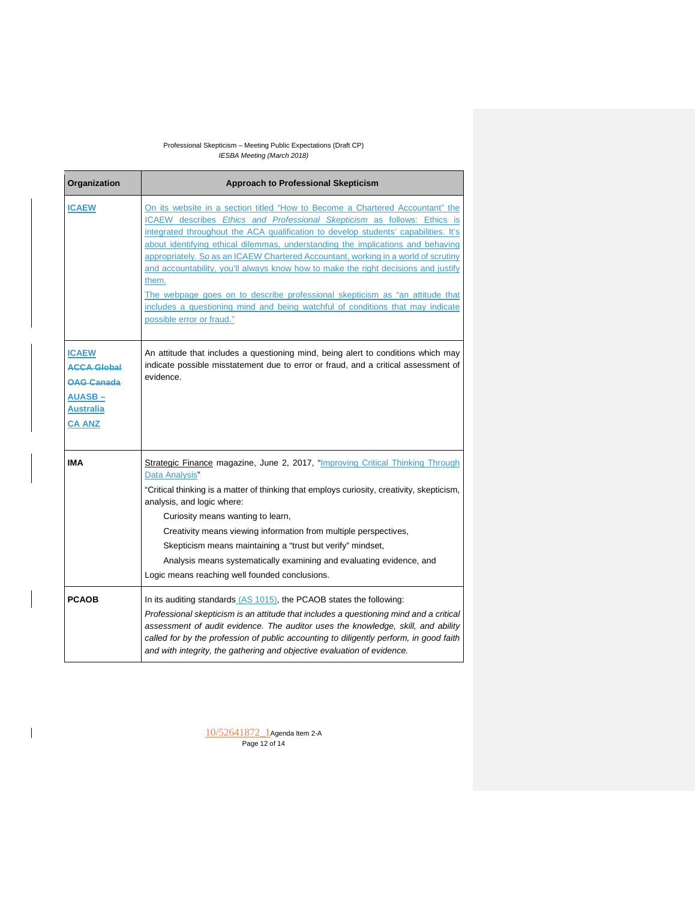| Organization | Approach to Professional Skepticism |
|---|---|
| **ICAEW** | On its website in a section titled "How to Become a Chartered Accountant" the ICAEW describes *Ethics and Professional Skepticism* as follows: Ethics is integrated throughout the ACA qualification to develop students' capabilities. It's about identifying ethical dilemmas, understanding the implications and behaving appropriately. So as an ICAEW Chartered Accountant, working in a world of scrutiny and accountability, you'll always know how to make the right decisions and justify them.<br>The webpage goes on to describe professional skepticism as "an attitude that includes a questioning mind and being watchful of conditions that may indicate possible error or fraud." |
| **ICAEW**<br>~~**ACCA Global**~~<br>~~**OAG Canada**~~<br>**AUASB – Australia**<br>**CA ANZ** | An attitude that includes a questioning mind, being alert to conditions which may indicate possible misstatement due to error or fraud, and a critical assessment of evidence. |
| **IMA** | Strategic Finance magazine, June 2, 2017, "Improving Critical Thinking Through Data Analysis"<br>"Critical thinking is a matter of thinking that employs curiosity, creativity, skepticism, analysis, and logic where:<br>Curiosity means wanting to learn,<br>Creativity means viewing information from multiple perspectives,<br>Skepticism means maintaining a "trust but verify" mindset,<br>Analysis means systematically examining and evaluating evidence, and<br>Logic means reaching well founded conclusions. |
| **PCAOB** | In its auditing standards (AS 1015), the PCAOB states the following:<br>*Professional skepticism is an attitude that includes a questioning mind and a critical assessment of audit evidence. The auditor uses the knowledge, skill, and ability called for by the profession of public accounting to diligently perform, in good faith and with integrity, the gathering and objective evaluation of evidence.* |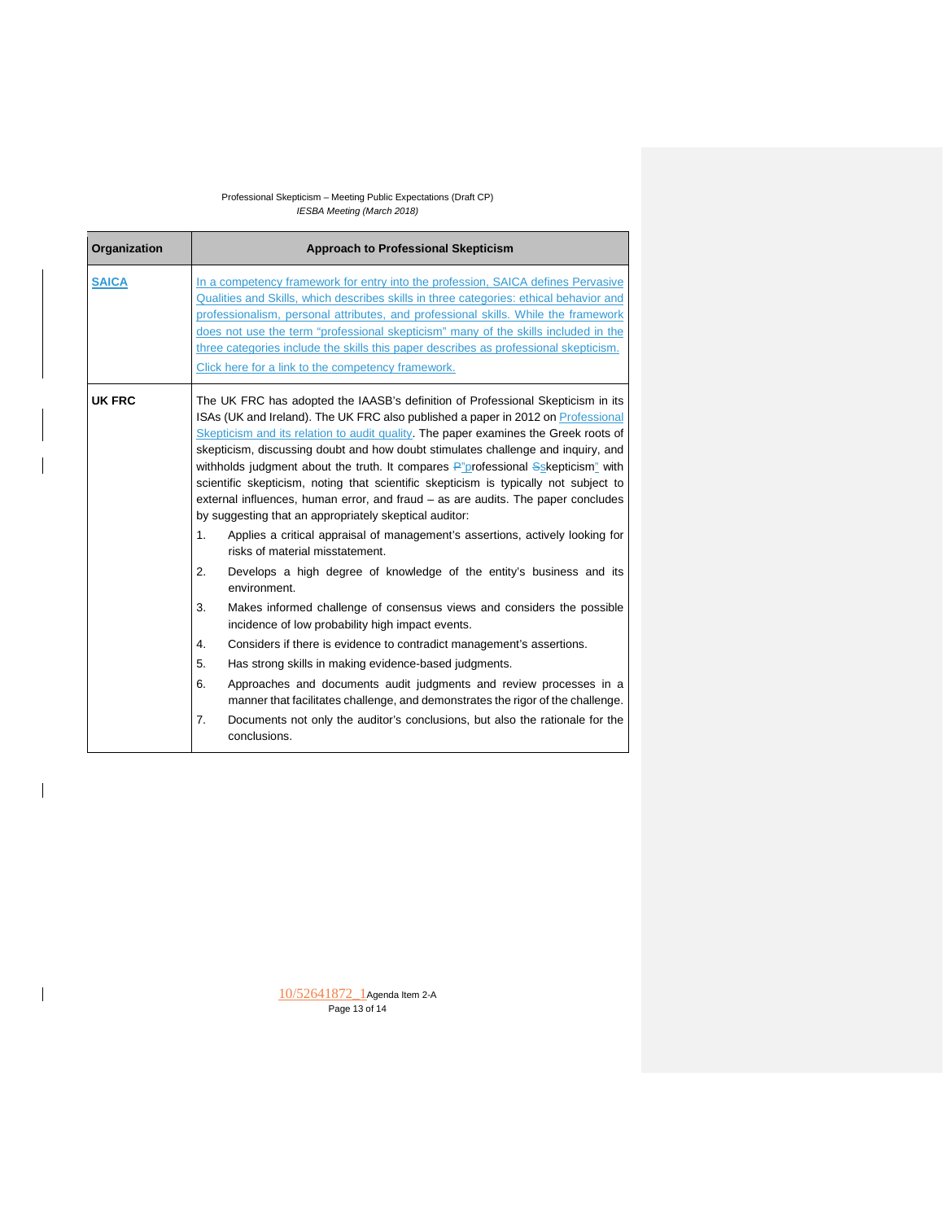| Organization | Approach to Professional Skepticism |
|---|---|
| **SAICA** | In a competency framework for entry into the profession, SAICA defines Pervasive Qualities and Skills, which describes skills in three categories: ethical behavior and professionalism, personal attributes, and professional skills. While the framework does not use the term "professional skepticism" many of the skills included in the three categories include the skills this paper describes as professional skepticism.<br><br>Click here for a link to the competency framework. |
| **UK FRC** | The UK FRC has adopted the IAASB's definition of Professional Skepticism in its ISAs (UK and Ireland). The UK FRC also published a paper in 2012 on Professional Skepticism and its relation to audit quality. The paper examines the Greek roots of skepticism, discussing doubt and how doubt stimulates challenge and inquiry, and withholds judgment about the truth. It compares "professional skepticism" with scientific skepticism, noting that scientific skepticism is typically not subject to external influences, human error, and fraud – as are audits. The paper concludes by suggesting that an appropriately skeptical auditor:<br>1. Applies a critical appraisal of management's assertions, actively looking for risks of material misstatement.<br>2. Develops a high degree of knowledge of the entity's business and its environment.<br>3. Makes informed challenge of consensus views and considers the possible incidence of low probability high impact events.<br>4. Considers if there is evidence to contradict management's assertions.<br>5. Has strong skills in making evidence-based judgments.<br>6. Approaches and documents audit judgments and review processes in a manner that facilitates challenge, and demonstrates the rigor of the challenge.<br>7. Documents not only the auditor's conclusions, but also the rationale for the conclusions. |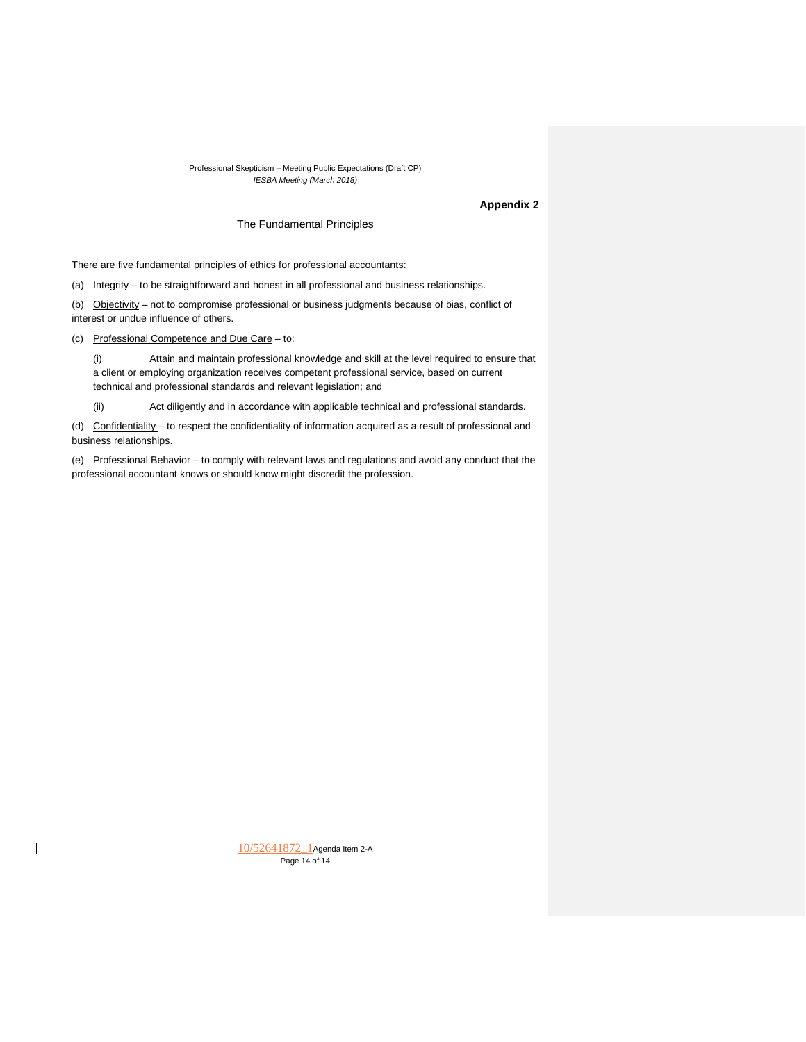**Appendix 2**

The Fundamental Principles

There are five fundamental principles of ethics for professional accountants:

(a) Integrity – to be straightforward and honest in all professional and business relationships.

(b) Objectivity – not to compromise professional or business judgments because of bias, conflict of interest or undue influence of others.

(c) Professional Competence and Due Care – to:

(i) Attain and maintain professional knowledge and skill at the level required to ensure that a client or employing organization receives competent professional service, based on current technical and professional standards and relevant legislation; and

(ii) Act diligently and in accordance with applicable technical and professional standards.

(d) Confidentiality – to respect the confidentiality of information acquired as a result of professional and business relationships.

(e) Professional Behavior – to comply with relevant laws and regulations and avoid any conduct that the professional accountant knows or should know might discredit the profession.